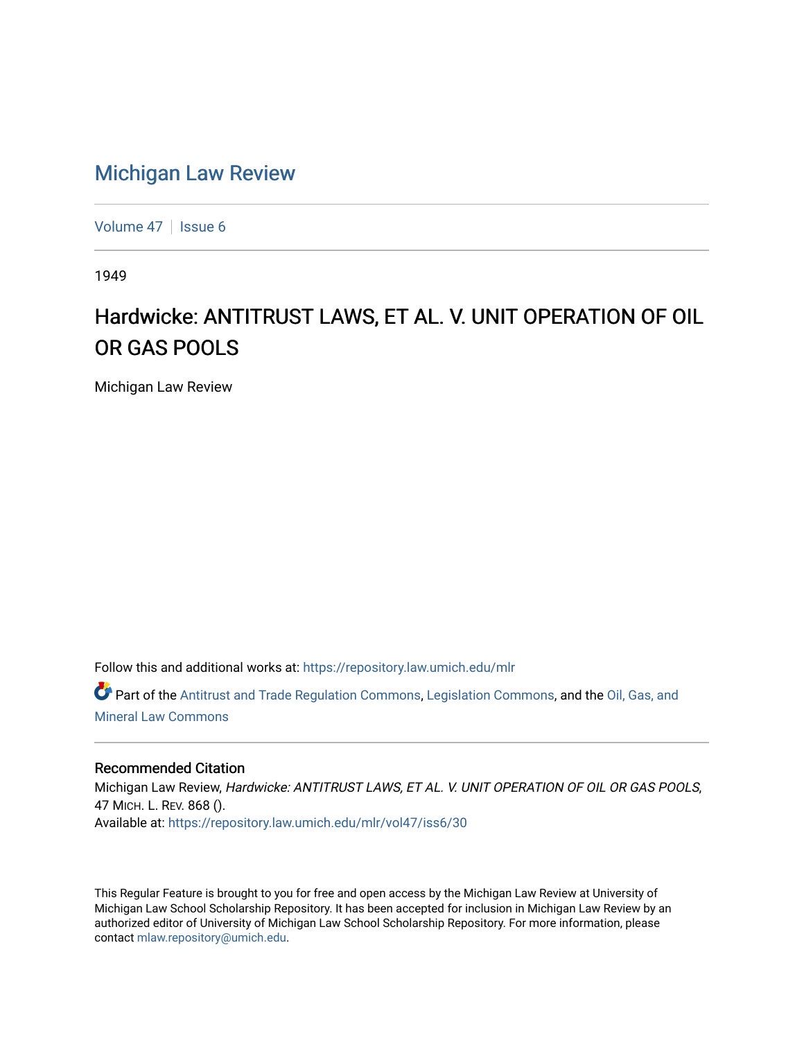# Michigan Law Review

Volume 47 | Issue 6

1949

## Hardwicke: ANTITRUST LAWS, ET AL. V. UNIT OPERATION OF OIL OR GAS POOLS

Michigan Law Review

Follow this and additional works at: https://repository.law.umich.edu/mlr

Part of the Antitrust and Trade Regulation Commons, Legislation Commons, and the Oil, Gas, and Mineral Law Commons

### Recommended Citation

Michigan Law Review, *Hardwicke: ANTITRUST LAWS, ET AL. V. UNIT OPERATION OF OIL OR GAS POOLS*, 47 MICH. L. REV. 868 ().
Available at: https://repository.law.umich.edu/mlr/vol47/iss6/30

This Regular Feature is brought to you for free and open access by the Michigan Law Review at University of Michigan Law School Scholarship Repository. It has been accepted for inclusion in Michigan Law Review by an authorized editor of University of Michigan Law School Scholarship Repository. For more information, please contact mlaw.repository@umich.edu.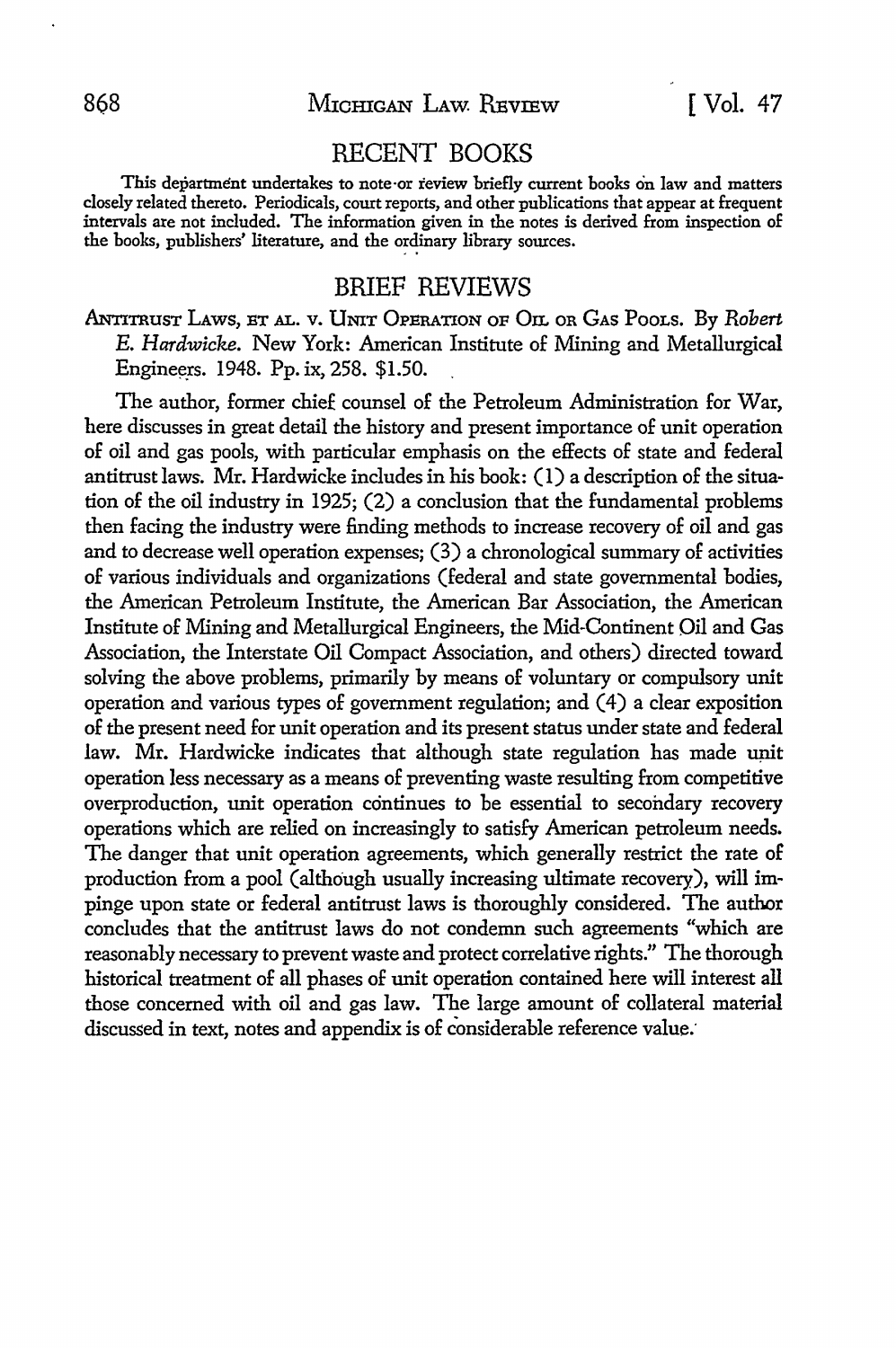# RECENT BOOKS

This department undertakes to note or review briefly current books on law and matters closely related thereto. Periodicals, court reports, and other publications that appear at frequent intervals are not included. The information given in the notes is derived from inspection of the books, publishers' literature, and the ordinary library sources.

## BRIEF REVIEWS

ANTITRUST LAWS, ET AL. v. UNIT OPERATION OF OIL OR GAS POOLS. By *Robert E. Hardwicke.* New York: American Institute of Mining and Metallurgical Engineers. 1948. Pp. ix, 258. $1.50.

The author, former chief counsel of the Petroleum Administration for War, here discusses in great detail the history and present importance of unit operation of oil and gas pools, with particular emphasis on the effects of state and federal antitrust laws. Mr. Hardwicke includes in his book: (1) a description of the situation of the oil industry in 1925; (2) a conclusion that the fundamental problems then facing the industry were finding methods to increase recovery of oil and gas and to decrease well operation expenses; (3) a chronological summary of activities of various individuals and organizations (federal and state governmental bodies, the American Petroleum Institute, the American Bar Association, the American Institute of Mining and Metallurgical Engineers, the Mid-Continent Oil and Gas Association, the Interstate Oil Compact Association, and others) directed toward solving the above problems, primarily by means of voluntary or compulsory unit operation and various types of government regulation; and (4) a clear exposition of the present need for unit operation and its present status under state and federal law. Mr. Hardwicke indicates that although state regulation has made unit operation less necessary as a means of preventing waste resulting from competitive overproduction, unit operation continues to be essential to secondary recovery operations which are relied on increasingly to satisfy American petroleum needs. The danger that unit operation agreements, which generally restrict the rate of production from a pool (although usually increasing ultimate recovery), will impinge upon state or federal antitrust laws is thoroughly considered. The author concludes that the antitrust laws do not condemn such agreements "which are reasonably necessary to prevent waste and protect correlative rights." The thorough historical treatment of all phases of unit operation contained here will interest all those concerned with oil and gas law. The large amount of collateral material discussed in text, notes and appendix is of considerable reference value.